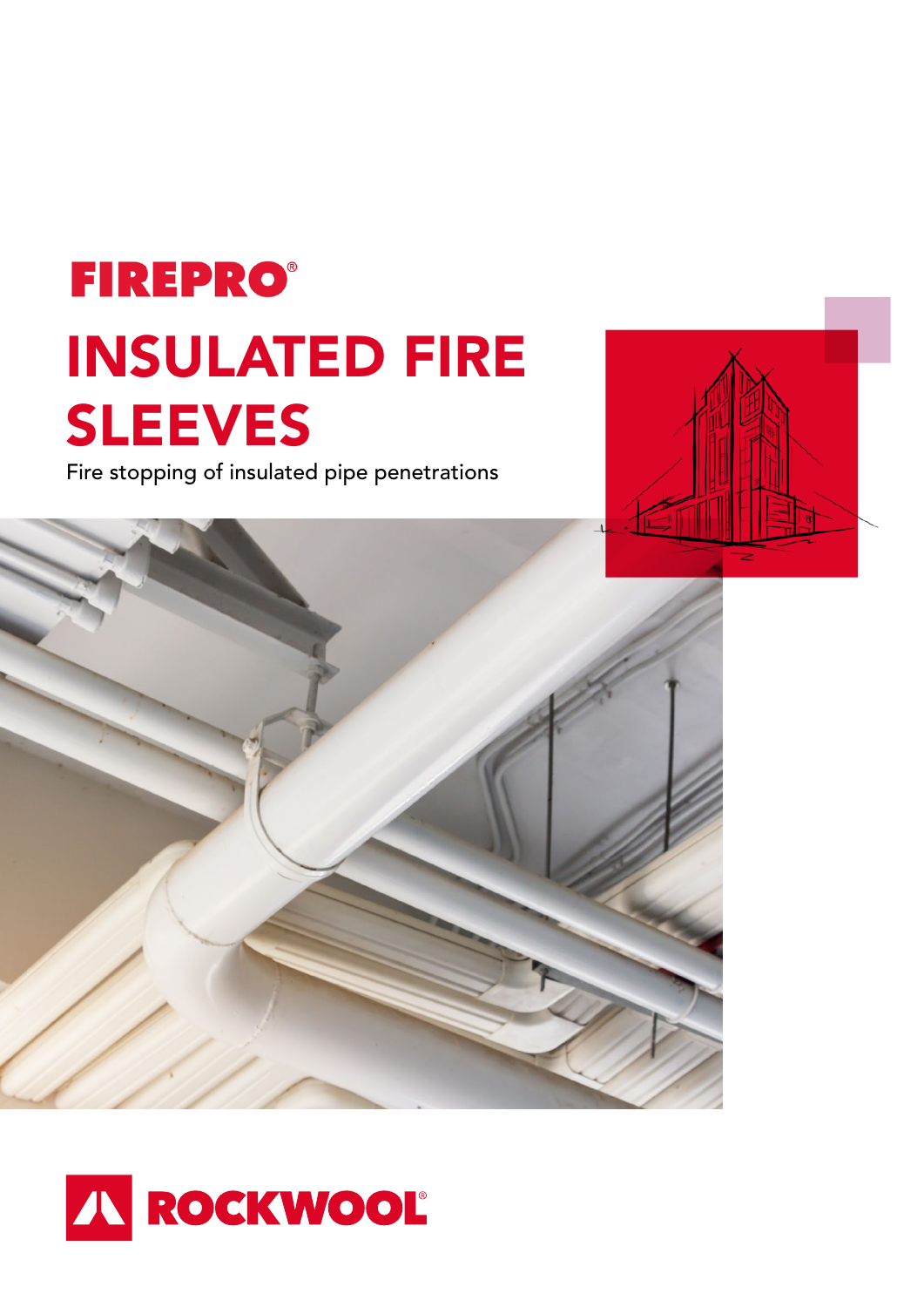FIREPRO®

# INSULATED FIRE SLEEVES

Fire stopping of insulated pipe penetrations

ROCKWOOL®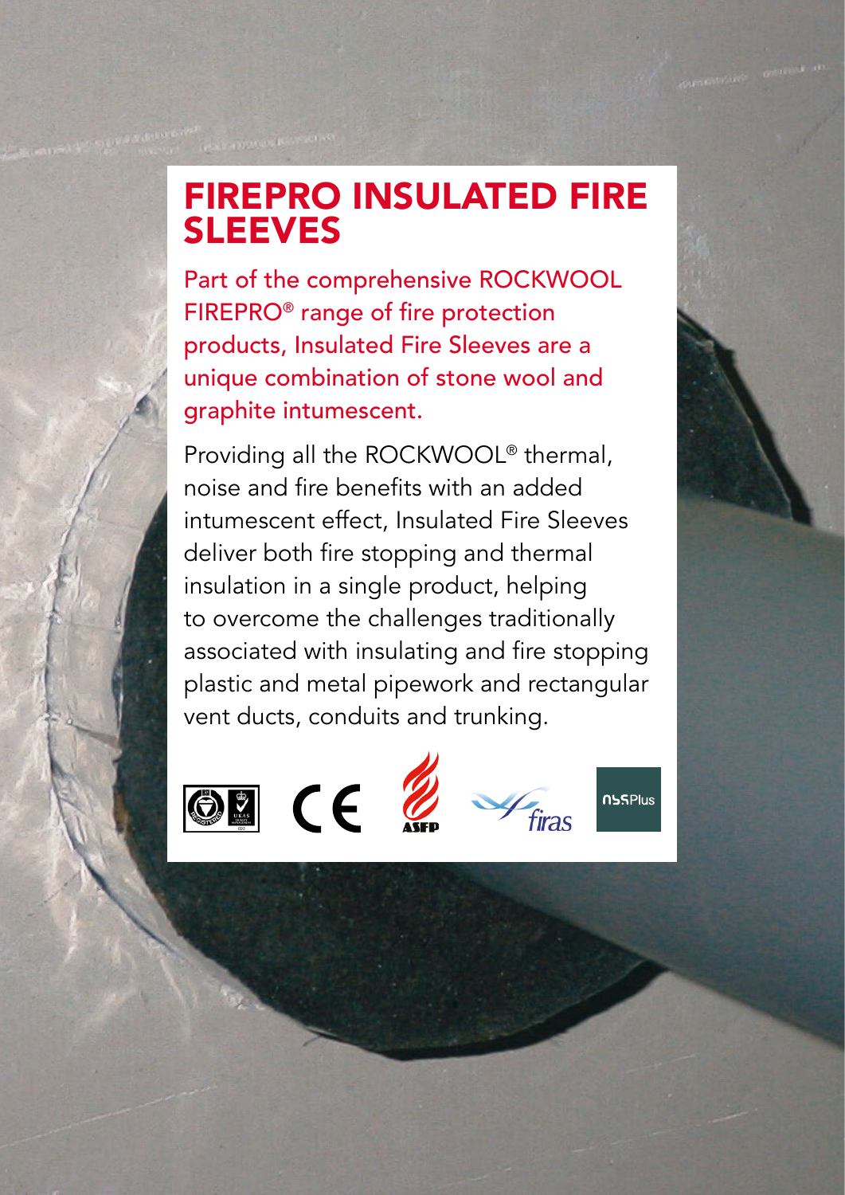# FIREPRO INSULATED FIRE SLEEVES

Part of the comprehensive ROCKWOOL FIREPRO® range of fire protection products, Insulated Fire Sleeves are a unique combination of stone wool and graphite intumescent.

Providing all the ROCKWOOL® thermal, noise and fire benefits with an added intumescent effect, Insulated Fire Sleeves deliver both fire stopping and thermal insulation in a single product, helping to overcome the challenges traditionally associated with insulating and fire stopping plastic and metal pipework and rectangular vent ducts, conduits and trunking.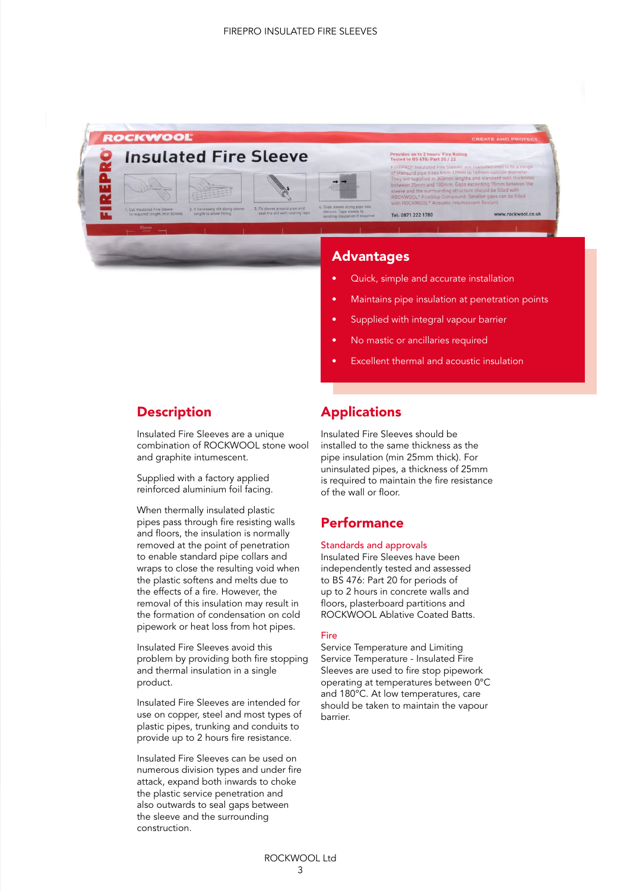## Advantages

- Quick, simple and accurate installation
- Maintains pipe insulation at penetration points
- Supplied with integral vapour barrier
- No mastic or ancillaries required
- Excellent thermal and acoustic insulation

## Description

Insulated Fire Sleeves are a unique combination of ROCKWOOL stone wool and graphite intumescent.

Supplied with a factory applied reinforced aluminium foil facing.

When thermally insulated plastic pipes pass through fire resisting walls and floors, the insulation is normally removed at the point of penetration to enable standard pipe collars and wraps to close the resulting void when the plastic softens and melts due to the effects of a fire. However, the removal of this insulation may result in the formation of condensation on cold pipework or heat loss from hot pipes.

Insulated Fire Sleeves avoid this problem by providing both fire stopping and thermal insulation in a single product.

Insulated Fire Sleeves are intended for use on copper, steel and most types of plastic pipes, trunking and conduits to provide up to 2 hours fire resistance.

Insulated Fire Sleeves can be used on numerous division types and under fire attack, expand both inwards to choke the plastic service penetration and also outwards to seal gaps between the sleeve and the surrounding construction.

## Applications

Insulated Fire Sleeves should be installed to the same thickness as the pipe insulation (min 25mm thick). For uninsulated pipes, a thickness of 25mm is required to maintain the fire resistance of the wall or floor.

## Performance

### Standards and approvals

Insulated Fire Sleeves have been independently tested and assessed to BS 476: Part 20 for periods of up to 2 hours in concrete walls and floors, plasterboard partitions and ROCKWOOL Ablative Coated Batts.

### Fire

Service Temperature and Limiting Service Temperature - Insulated Fire Sleeves are used to fire stop pipework operating at temperatures between 0°C and 180°C. At low temperatures, care should be taken to maintain the vapour barrier.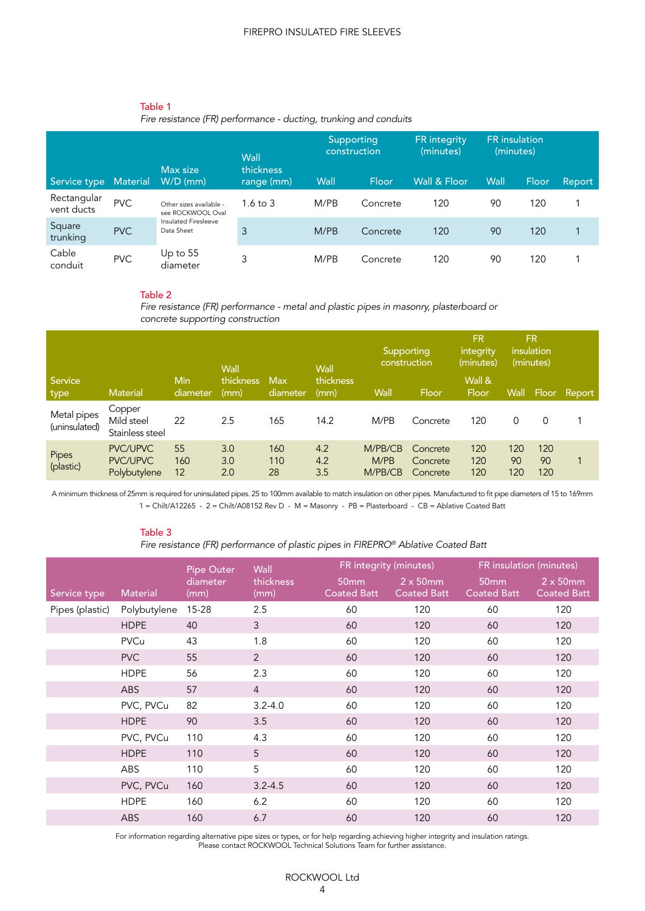Table 1

*Fire resistance (FR) performance - ducting, trunking and conduits*

| Service type | Material | Max size W/D (mm) | Wall thickness range (mm) | Supporting construction | | FR integrity (minutes) | FR insulation (minutes) | | Report |
|---|---|---|---|---|---|---|---|---|---|
| | | | | Wall | Floor | Wall & Floor | Wall | Floor | |
| Rectangular vent ducts | PVC | Other sizes available - see ROCKWOOL Oval Insulated Firesleeve Data Sheet | 1.6 to 3 | M/PB | Concrete | 120 | 90 | 120 | 1 |
| Square trunking | PVC | | 3 | M/PB | Concrete | 120 | 90 | 120 | 1 |
| Cable conduit | PVC | Up to 55 diameter | 3 | M/PB | Concrete | 120 | 90 | 120 | 1 |

Table 2

*Fire resistance (FR) performance - metal and plastic pipes in masonry, plasterboard or concrete supporting construction*

| Service type | Material | Min diameter | Wall thickness (mm) | Max diameter | Wall thickness (mm) | Supporting construction | | FR integrity (minutes) | FR insulation (minutes) | | Report |
|---|---|---|---|---|---|---|---|---|---|---|---|
| | | | | | | Wall | Floor | Wall & Floor | Wall | Floor | |
| Metal pipes (uninsulated) | Copper<br>Mild steel<br>Stainless steel | 22 | 2.5 | 165 | 14.2 | M/PB | Concrete | 120 | 0 | 0 | 1 |
| Pipes (plastic) | PVC/UPVC<br>PVC/UPVC<br>Polybutylene | 55<br>160<br>12 | 3.0<br>3.0<br>2.0 | 160<br>110<br>28 | 4.2<br>4.2<br>3.5 | M/PB/CB<br>M/PB<br>M/PB/CB | Concrete<br>Concrete<br>Concrete | 120<br>120<br>120 | 120<br>90<br>120 | 120<br>90<br>120 | 1 |

A minimum thickness of 25mm is required for uninsulated pipes. 25 to 100mm available to match insulation on other pipes. Manufactured to fit pipe diameters of 15 to 169mm

1 = Chilt/A12265 - 2 = Chilt/A08152 Rev D - M = Masonry - PB = Plasterboard - CB = Ablative Coated Batt

Table 3

*Fire resistance (FR) performance of plastic pipes in FIREPRO® Ablative Coated Batt*

| Service type | Material | Pipe Outer diameter (mm) | Wall thickness (mm) | FR integrity (minutes) | | FR insulation (minutes) | |
|---|---|---|---|---|---|---|---|
| | | | | 50mm Coated Batt | 2 x 50mm Coated Batt | 50mm Coated Batt | 2 x 50mm Coated Batt |
| Pipes (plastic) | Polybutylene | 15-28 | 2.5 | 60 | 120 | 60 | 120 |
| | HDPE | 40 | 3 | 60 | 120 | 60 | 120 |
| | PVCu | 43 | 1.8 | 60 | 120 | 60 | 120 |
| | PVC | 55 | 2 | 60 | 120 | 60 | 120 |
| | HDPE | 56 | 2.3 | 60 | 120 | 60 | 120 |
| | ABS | 57 | 4 | 60 | 120 | 60 | 120 |
| | PVC, PVCu | 82 | 3.2-4.0 | 60 | 120 | 60 | 120 |
| | HDPE | 90 | 3.5 | 60 | 120 | 60 | 120 |
| | PVC, PVCu | 110 | 4.3 | 60 | 120 | 60 | 120 |
| | HDPE | 110 | 5 | 60 | 120 | 60 | 120 |
| | ABS | 110 | 5 | 60 | 120 | 60 | 120 |
| | PVC, PVCu | 160 | 3.2-4.5 | 60 | 120 | 60 | 120 |
| | HDPE | 160 | 6.2 | 60 | 120 | 60 | 120 |
| | ABS | 160 | 6.7 | 60 | 120 | 60 | 120 |

For information regarding alternative pipe sizes or types, or for help regarding achieving higher integrity and insulation ratings.
Please contact ROCKWOOL Technical Solutions Team for further assistance.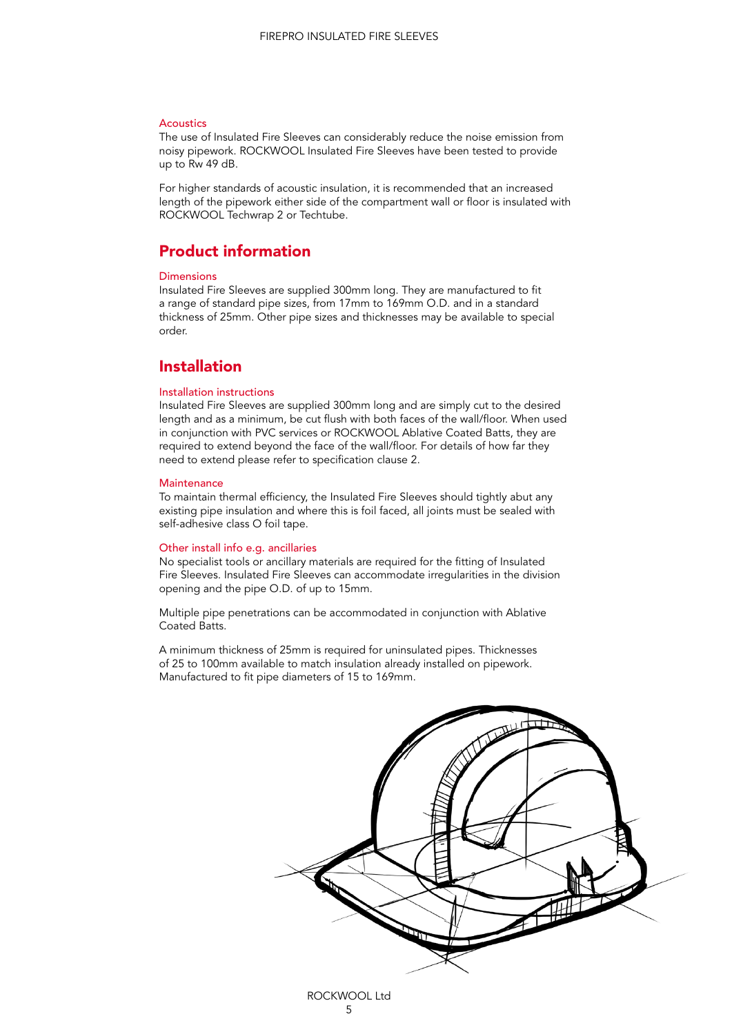### Acoustics

The use of Insulated Fire Sleeves can considerably reduce the noise emission from noisy pipework. ROCKWOOL Insulated Fire Sleeves have been tested to provide up to Rw 49 dB.

For higher standards of acoustic insulation, it is recommended that an increased length of the pipework either side of the compartment wall or floor is insulated with ROCKWOOL Techwrap 2 or Techtube.

## Product information

### Dimensions

Insulated Fire Sleeves are supplied 300mm long. They are manufactured to fit a range of standard pipe sizes, from 17mm to 169mm O.D. and in a standard thickness of 25mm. Other pipe sizes and thicknesses may be available to special order.

## Installation

### Installation instructions

Insulated Fire Sleeves are supplied 300mm long and are simply cut to the desired length and as a minimum, be cut flush with both faces of the wall/floor. When used in conjunction with PVC services or ROCKWOOL Ablative Coated Batts, they are required to extend beyond the face of the wall/floor. For details of how far they need to extend please refer to specification clause 2.

### Maintenance

To maintain thermal efficiency, the Insulated Fire Sleeves should tightly abut any existing pipe insulation and where this is foil faced, all joints must be sealed with self-adhesive class O foil tape.

### Other install info e.g. ancillaries

No specialist tools or ancillary materials are required for the fitting of Insulated Fire Sleeves. Insulated Fire Sleeves can accommodate irregularities in the division opening and the pipe O.D. of up to 15mm.

Multiple pipe penetrations can be accommodated in conjunction with Ablative Coated Batts.

A minimum thickness of 25mm is required for uninsulated pipes. Thicknesses of 25 to 100mm available to match insulation already installed on pipework. Manufactured to fit pipe diameters of 15 to 169mm.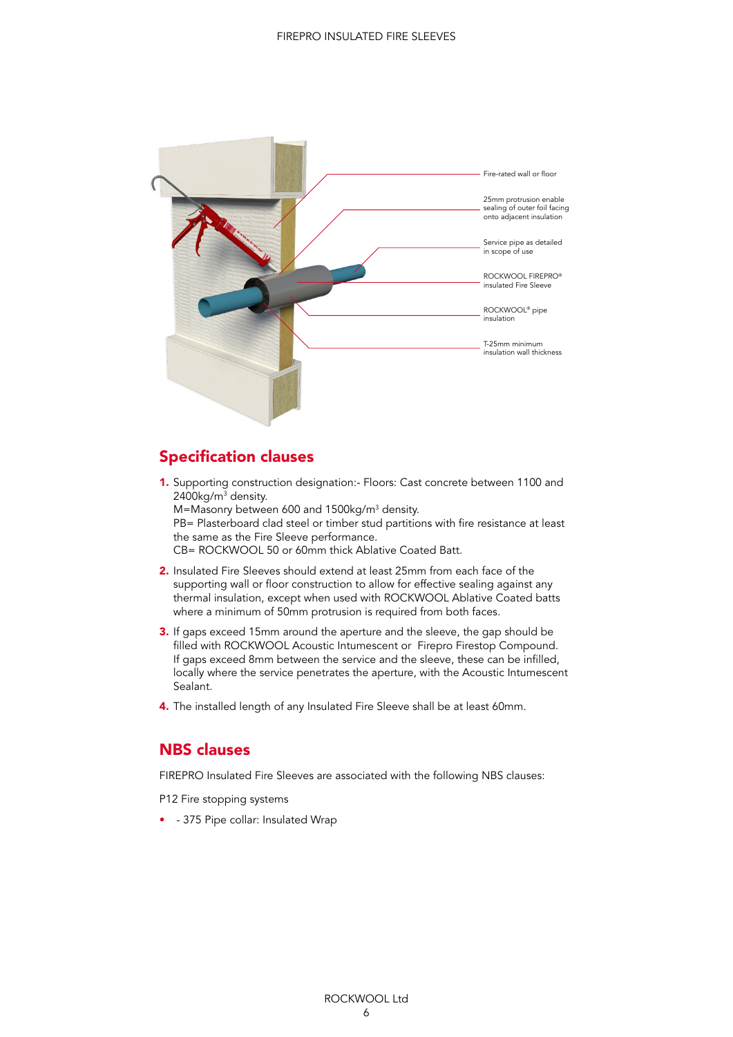Fire-rated wall or floor

25mm protrusion enable sealing of outer foil facing onto adjacent insulation

Service pipe as detailed in scope of use

ROCKWOOL FIREPRO® insulated Fire Sleeve

ROCKWOOL® pipe insulation

T-25mm minimum insulation wall thickness

## Specification clauses

1. Supporting construction designation:- Floors: Cast concrete between 1100 and 2400kg/m$^3$ density.
   M=Masonry between 600 and 1500kg/m$^3$ density.
   PB= Plasterboard clad steel or timber stud partitions with fire resistance at least the same as the Fire Sleeve performance.
   CB= ROCKWOOL 50 or 60mm thick Ablative Coated Batt.
2. Insulated Fire Sleeves should extend at least 25mm from each face of the supporting wall or floor construction to allow for effective sealing against any thermal insulation, except when used with ROCKWOOL Ablative Coated batts where a minimum of 50mm protrusion is required from both faces.
3. If gaps exceed 15mm around the aperture and the sleeve, the gap should be filled with ROCKWOOL Acoustic Intumescent or Firepro Firestop Compound. If gaps exceed 8mm between the service and the sleeve, these can be infilled, locally where the service penetrates the aperture, with the Acoustic Intumescent Sealant.
4. The installed length of any Insulated Fire Sleeve shall be at least 60mm.

## NBS clauses

FIREPRO Insulated Fire Sleeves are associated with the following NBS clauses:

P12 Fire stopping systems

- - 375 Pipe collar: Insulated Wrap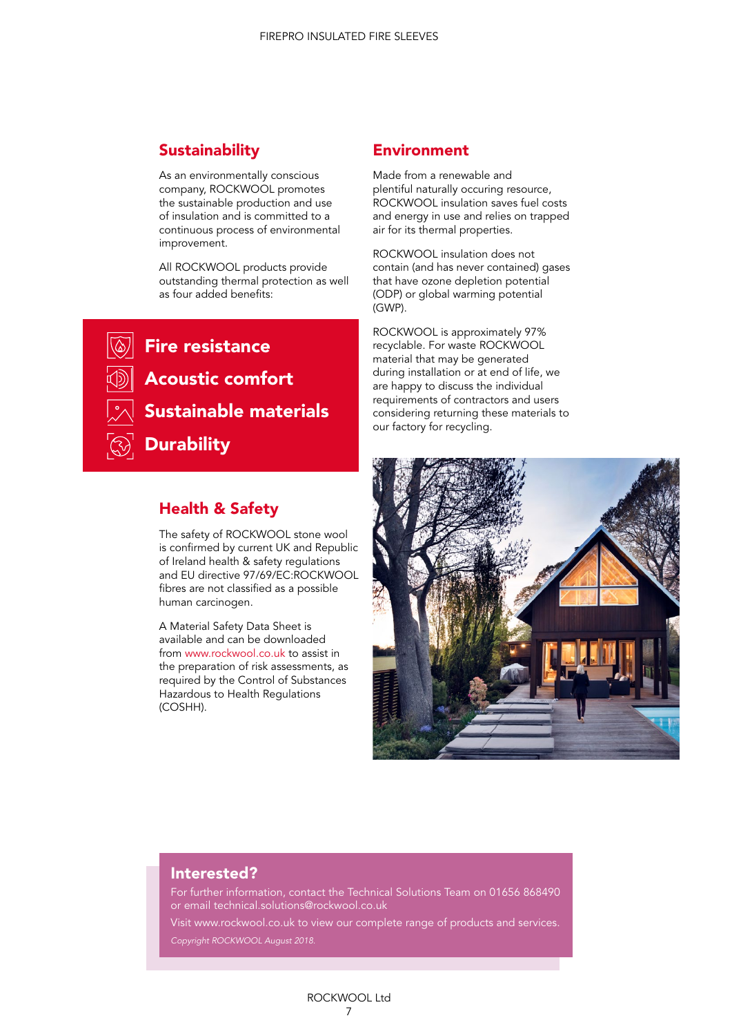## Sustainability

As an environmentally conscious company, ROCKWOOL promotes the sustainable production and use of insulation and is committed to a continuous process of environmental improvement.

All ROCKWOOL products provide outstanding thermal protection as well as four added benefits:

- **Fire resistance**
- **Acoustic comfort**
- **Sustainable materials**
- **Durability**

## Health & Safety

The safety of ROCKWOOL stone wool is confirmed by current UK and Republic of Ireland health & safety regulations and EU directive 97/69/EC:ROCKWOOL fibres are not classified as a possible human carcinogen.

A Material Safety Data Sheet is available and can be downloaded from www.rockwool.co.uk to assist in the preparation of risk assessments, as required by the Control of Substances Hazardous to Health Regulations (COSHH).

## Environment

Made from a renewable and plentiful naturally occuring resource, ROCKWOOL insulation saves fuel costs and energy in use and relies on trapped air for its thermal properties.

ROCKWOOL insulation does not contain (and has never contained) gases that have ozone depletion potential (ODP) or global warming potential (GWP).

ROCKWOOL is approximately 97% recyclable. For waste ROCKWOOL material that may be generated during installation or at end of life, we are happy to discuss the individual requirements of contractors and users considering returning these materials to our factory for recycling.

## Interested?

For further information, contact the Technical Solutions Team on 01656 868490 or email technical.solutions@rockwool.co.uk

Visit www.rockwool.co.uk to view our complete range of products and services.

*Copyright ROCKWOOL August 2018.*

ROCKWOOL Ltd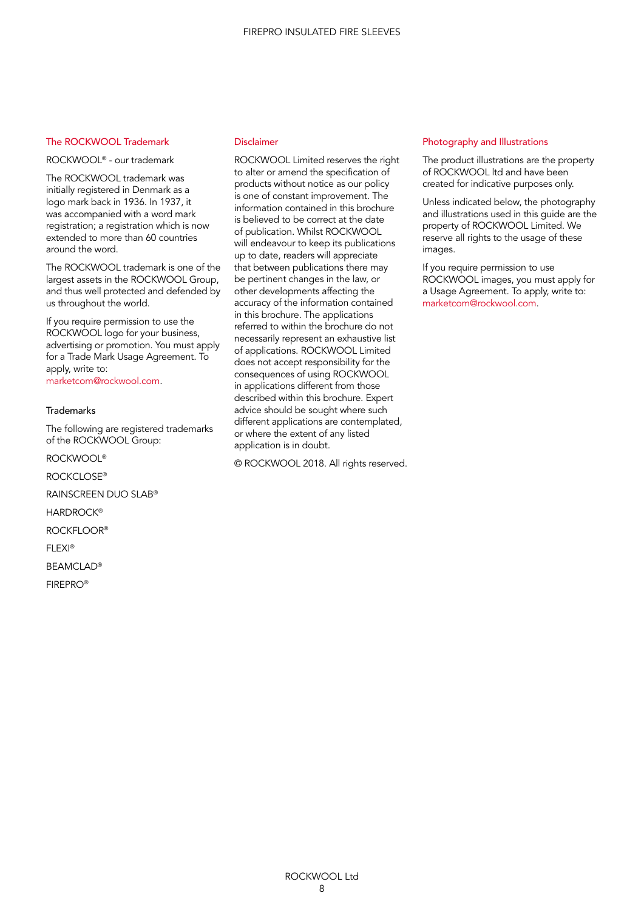## The ROCKWOOL Trademark

ROCKWOOL® - our trademark

The ROCKWOOL trademark was initially registered in Denmark as a logo mark back in 1936. In 1937, it was accompanied with a word mark registration; a registration which is now extended to more than 60 countries around the word.

The ROCKWOOL trademark is one of the largest assets in the ROCKWOOL Group, and thus well protected and defended by us throughout the world.

If you require permission to use the ROCKWOOL logo for your business, advertising or promotion. You must apply for a Trade Mark Usage Agreement. To apply, write to: marketcom@rockwool.com.

### Trademarks

The following are registered trademarks of the ROCKWOOL Group:

ROCKWOOL®

ROCKCLOSE®

RAINSCREEN DUO SLAB®

HARDROCK®

ROCKFLOOR®

FLEXI®

BEAMCLAD®

FIREPRO®

## Disclaimer

ROCKWOOL Limited reserves the right to alter or amend the specification of products without notice as our policy is one of constant improvement. The information contained in this brochure is believed to be correct at the date of publication. Whilst ROCKWOOL will endeavour to keep its publications up to date, readers will appreciate that between publications there may be pertinent changes in the law, or other developments affecting the accuracy of the information contained in this brochure. The applications referred to within the brochure do not necessarily represent an exhaustive list of applications. ROCKWOOL Limited does not accept responsibility for the consequences of using ROCKWOOL in applications different from those described within this brochure. Expert advice should be sought where such different applications are contemplated, or where the extent of any listed application is in doubt.

© ROCKWOOL 2018. All rights reserved.

## Photography and Illustrations

The product illustrations are the property of ROCKWOOL ltd and have been created for indicative purposes only.

Unless indicated below, the photography and illustrations used in this guide are the property of ROCKWOOL Limited. We reserve all rights to the usage of these images.

If you require permission to use ROCKWOOL images, you must apply for a Usage Agreement. To apply, write to: marketcom@rockwool.com.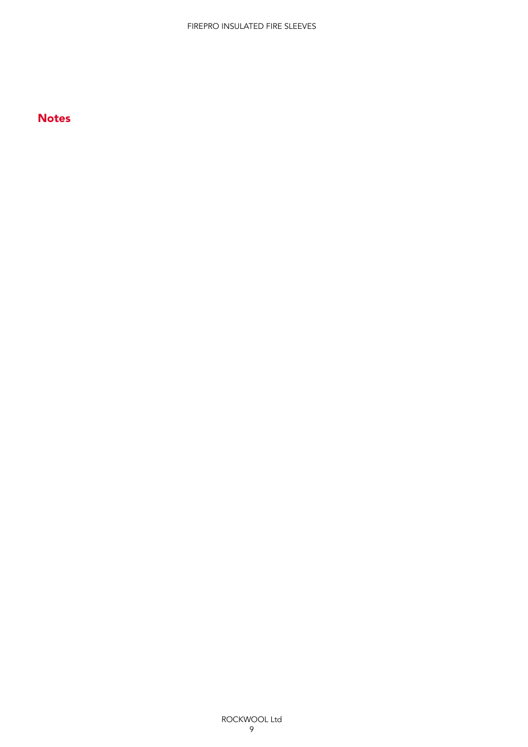## Notes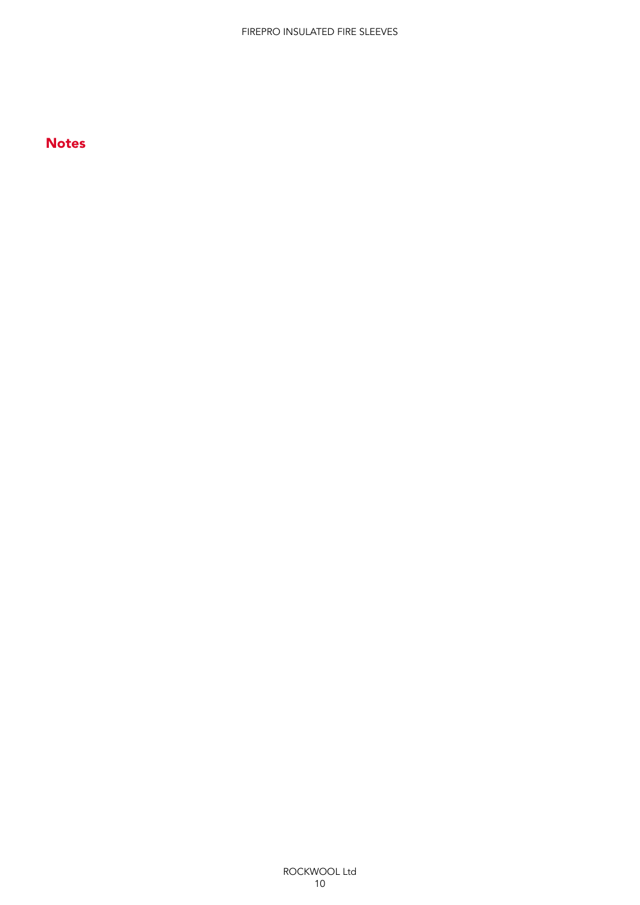## Notes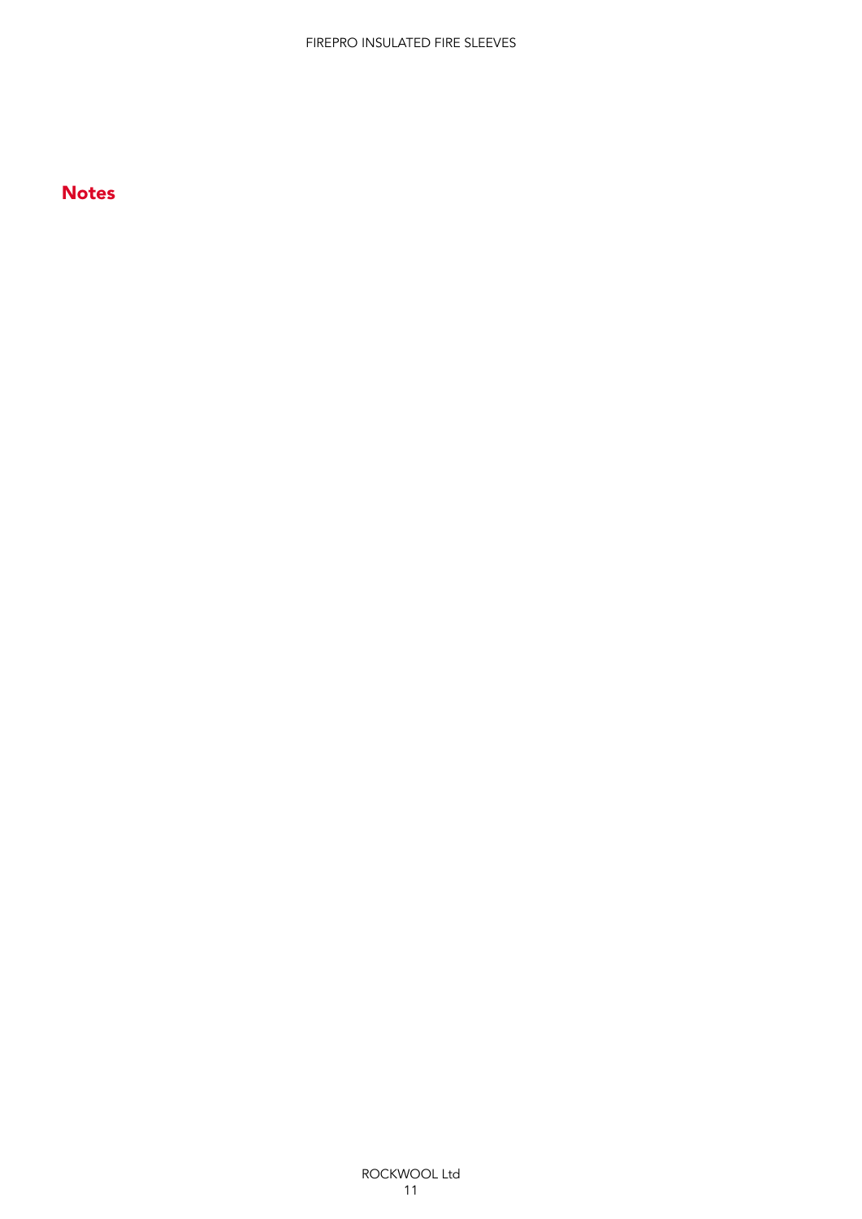## Notes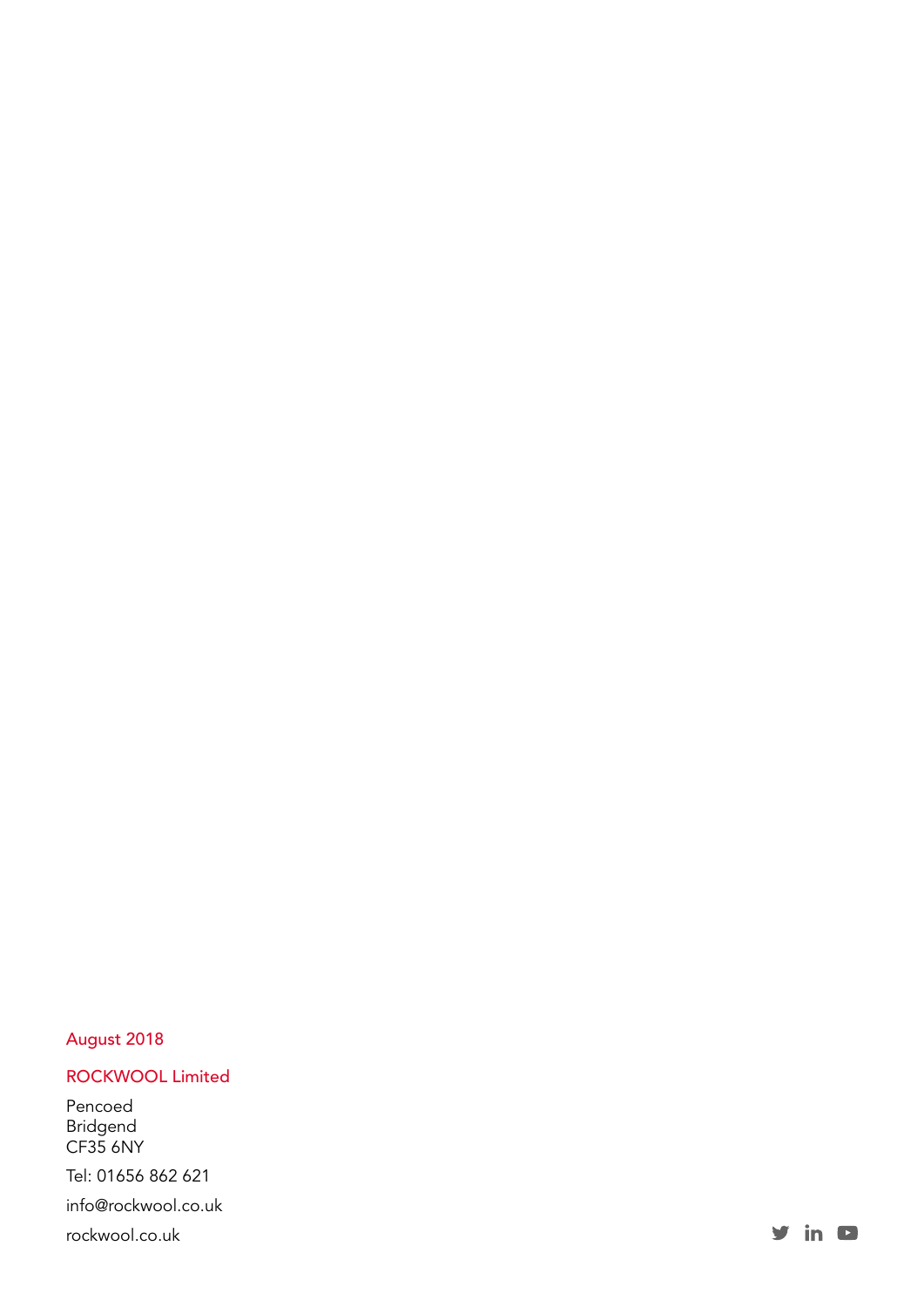August 2018

ROCKWOOL Limited

Pencoed
Bridgend
CF35 6NY

Tel: 01656 862 621

info@rockwool.co.uk

rockwool.co.uk